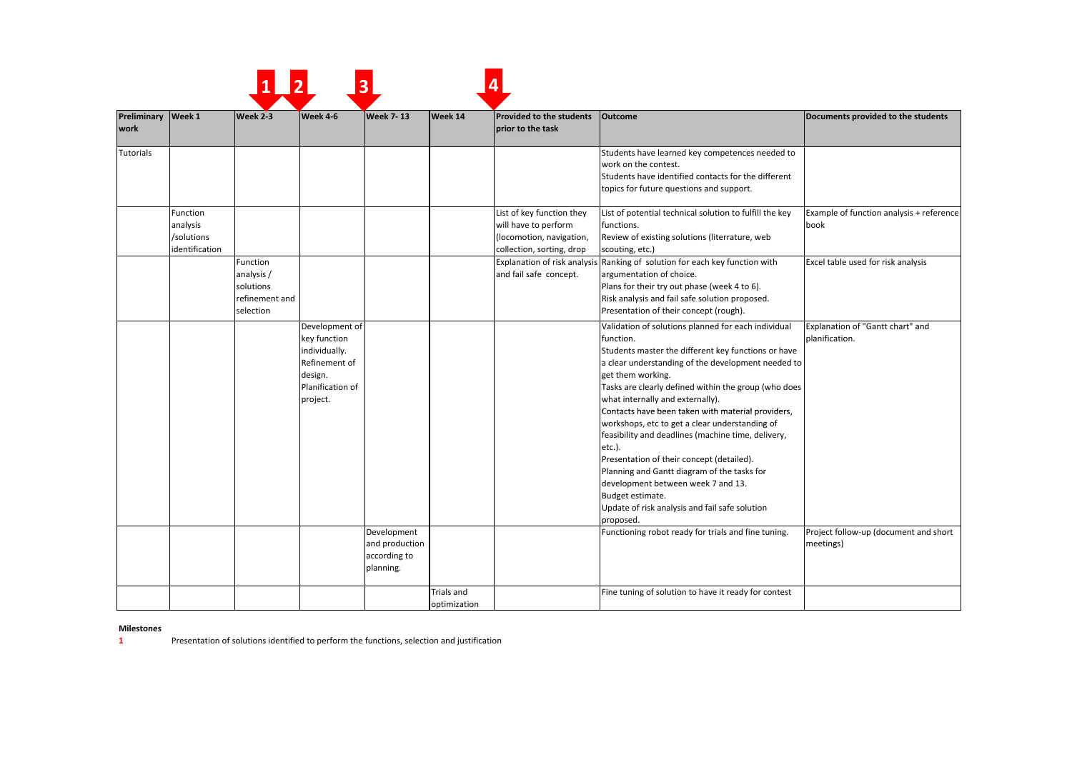| Preliminary work | Week 1 | Week 2-3 | Week 4-6 | Week 7- 13 | Week 14 | Provided to the students prior to the task | Outcome | Documents provided to the students |
|---|---|---|---|---|---|---|---|---|
| Tutorials | | | | | | | Students have learned key competences needed to work on the contest. Students have identified contacts for the different topics for future questions and support. | |
| | Function analysis /solutions identification | | | | | List of key function they will have to perform (locomotion, navigation, collection, sorting, drop | List of potential technical solution to fulfill the key functions. Review of existing solutions (literrature, web scouting, etc.) | Example of function analysis + reference book |
| | | Function analysis / solutions refinement and selection | | | | Explanation of risk analysis and fail safe concept. | Ranking of solution for each key function with argumentation of choice. Plans for their try out phase (week 4 to 6). Risk analysis and fail safe solution proposed. Presentation of their concept (rough). | Excel table used for risk analysis |
| | | | Development of key function individually. Refinement of design. Planification of project. | | | | Validation of solutions planned for each individual function. Students master the different key functions or have a clear understanding of the development needed to get them working. Tasks are clearly defined within the group (who does what internally and externally). Contacts have been taken with material providers, workshops, etc to get a clear understanding of feasibility and deadlines (machine time, delivery, etc.). Presentation of their concept (detailed). Planning and Gantt diagram of the tasks for development between week 7 and 13. Budget estimate. Update of risk analysis and fail safe solution proposed. | Explanation of "Gantt chart" and planification. |
| | | | | Development and production according to planning. | | | Functioning robot ready for trials and fine tuning. | Project follow-up (document and short meetings) |
| | | | | | Trials and optimization | | Fine tuning of solution to have it ready for contest | |

**Milestones**

1 Presentation of solutions identified to perform the functions, selection and justification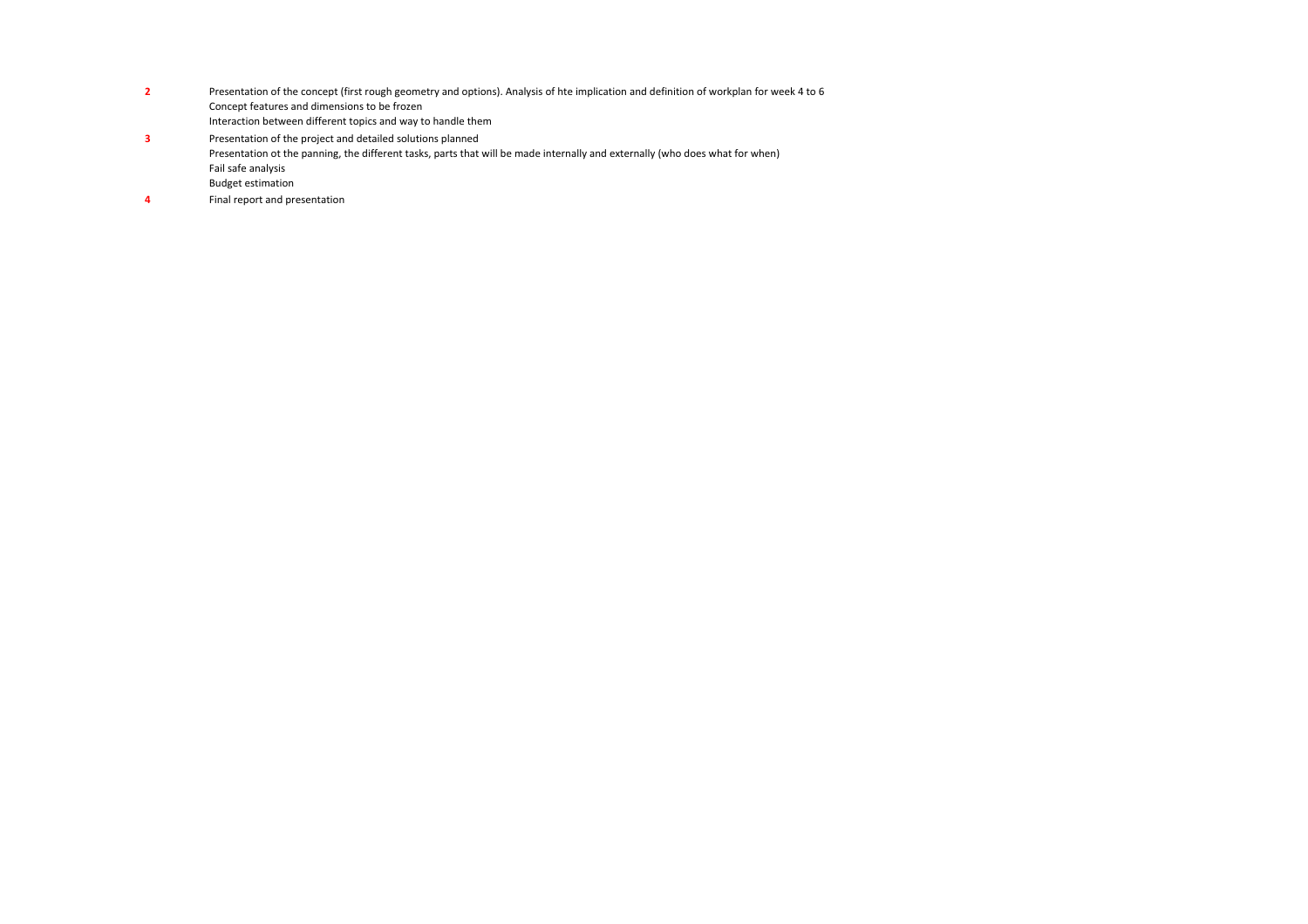**2** Presentation of the concept (first rough geometry and options). Analysis of hte implication and definition of workplan for week 4 to 6
Concept features and dimensions to be frozen
Interaction between different topics and way to handle them

**3** Presentation of the project and detailed solutions planned
Presentation ot the panning, the different tasks, parts that will be made internally and externally (who does what for when)
Fail safe analysis
Budget estimation

**4** Final report and presentation